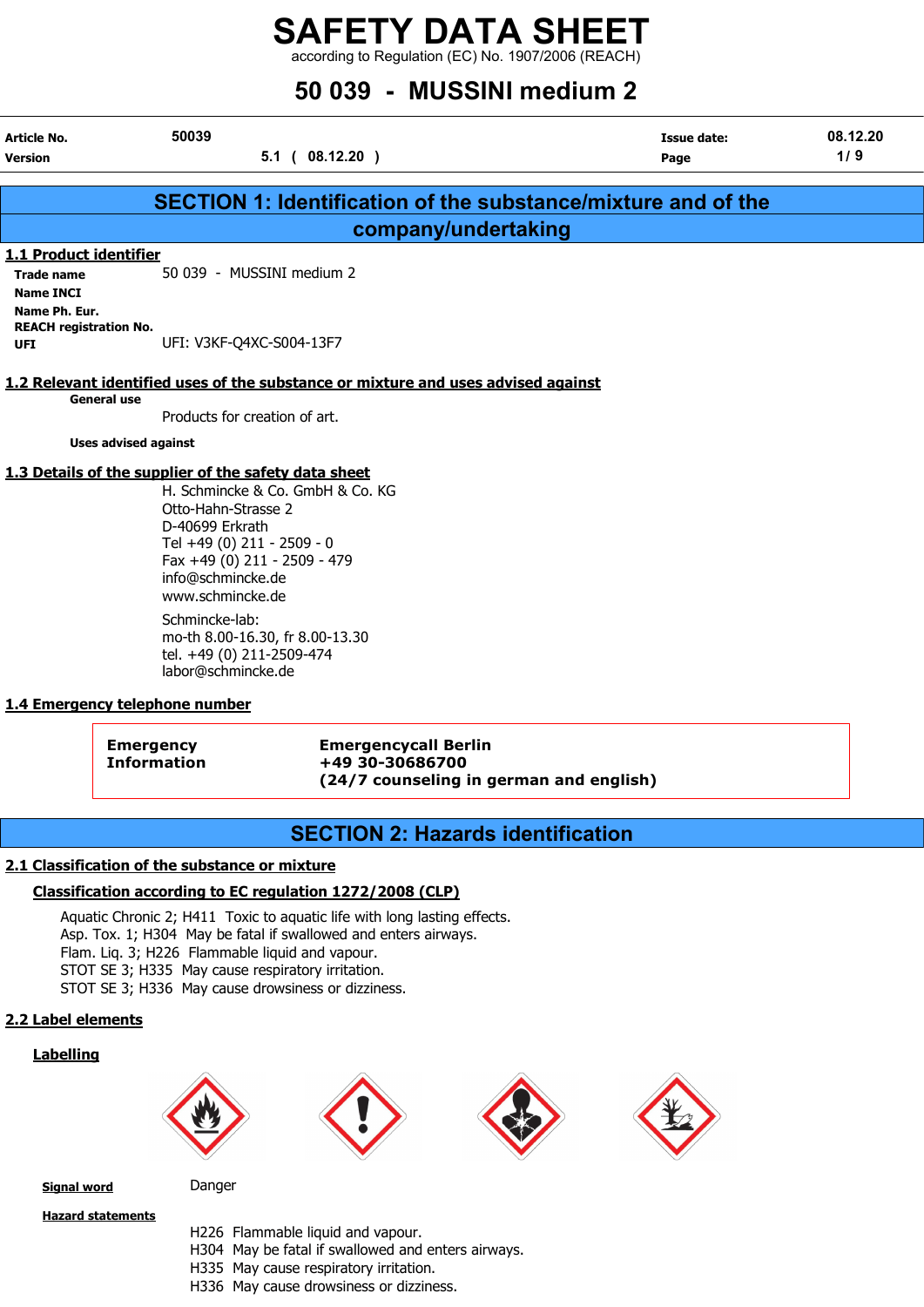# SAFETY DATA SHEET

according to Regulation (EC) No. 1907/2006 (REACH)

## 50 039 - MUSSINI medium 2

| | | | |
|---|---|---|---|
| **Article No.** | 50039 | **Issue date:** | 08.12.20 |
| **Version** | 5.1 ( 08.12.20 ) | | |

## SECTION 1: Identification of the substance/mixture and of the company/undertaking

### 1.1 Product identifier

**Trade name** 50 039 - MUSSINI medium 2

**Name INCI**

**Name Ph. Eur.**

**REACH registration No.**

**UFI** UFI: V3KF-Q4XC-S004-13F7

### 1.2 Relevant identified uses of the substance or mixture and uses advised against

**General use**

Products for creation of art.

**Uses advised against**

### 1.3 Details of the supplier of the safety data sheet

H. Schmincke & Co. GmbH & Co. KG
Otto-Hahn-Strasse 2
D-40699 Erkrath
Tel +49 (0) 211 - 2509 - 0
Fax +49 (0) 211 - 2509 - 479
info@schmincke.de
www.schmincke.de

Schmincke-lab:
mo-th 8.00-16.30, fr 8.00-13.30
tel. +49 (0) 211-2509-474
labor@schmincke.de

### 1.4 Emergency telephone number

| | |
|---|---|
| **Emergency Information** | **Emergencycall Berlin**<br>**+49 30-30686700**<br>**(24/7 counseling in german and english)** |

## SECTION 2: Hazards identification

### 2.1 Classification of the substance or mixture

**Classification according to EC regulation 1272/2008 (CLP)**

Aquatic Chronic 2; H411 Toxic to aquatic life with long lasting effects.
Asp. Tox. 1; H304 May be fatal if swallowed and enters airways.
Flam. Liq. 3; H226 Flammable liquid and vapour.
STOT SE 3; H335 May cause respiratory irritation.
STOT SE 3; H336 May cause drowsiness or dizziness.

### 2.2 Label elements

**Labelling**

**Signal word** Danger

**Hazard statements**

H226 Flammable liquid and vapour.
H304 May be fatal if swallowed and enters airways.
H335 May cause respiratory irritation.
H336 May cause drowsiness or dizziness.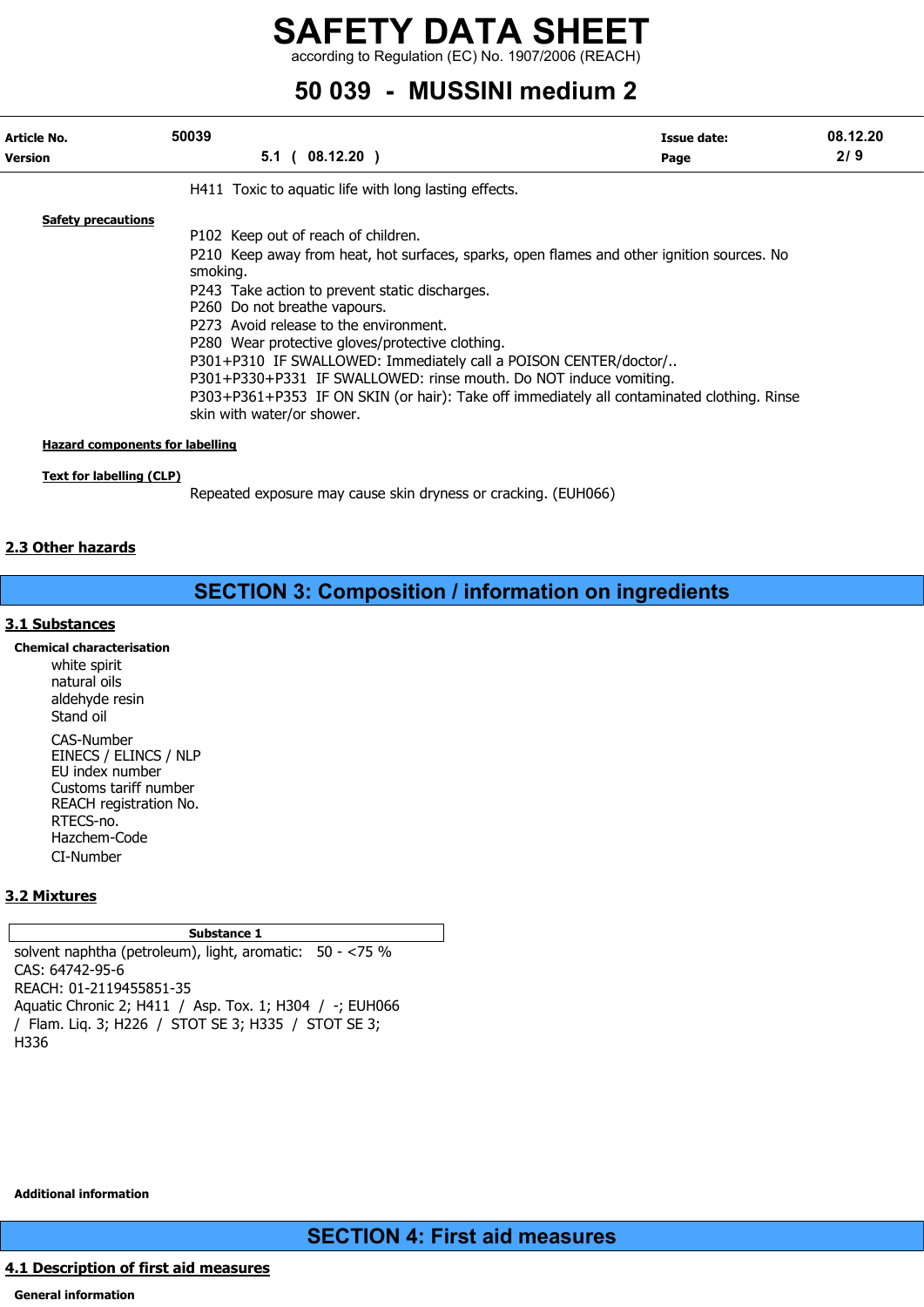H411 Toxic to aquatic life with long lasting effects.

**Safety precautions**

P102 Keep out of reach of children.
P210 Keep away from heat, hot surfaces, sparks, open flames and other ignition sources. No smoking.
P243 Take action to prevent static discharges.
P260 Do not breathe vapours.
P273 Avoid release to the environment.
P280 Wear protective gloves/protective clothing.
P301+P310 IF SWALLOWED: Immediately call a POISON CENTER/doctor/..
P301+P330+P331 IF SWALLOWED: rinse mouth. Do NOT induce vomiting.
P303+P361+P353 IF ON SKIN (or hair): Take off immediately all contaminated clothing. Rinse skin with water/or shower.

**Hazard components for labelling**

**Text for labelling (CLP)**

Repeated exposure may cause skin dryness or cracking. (EUH066)

## 2.3 Other hazards

# SECTION 3: Composition / information on ingredients

## 3.1 Substances

**Chemical characterisation**

white spirit
natural oils
aldehyde resin
Stand oil

CAS-Number
EINECS / ELINCS / NLP
EU index number
Customs tariff number
REACH registration No.
RTECS-no.
Hazchem-Code
CI-Number

## 3.2 Mixtures

| Substance 1 |
|---|
| solvent naphtha (petroleum), light, aromatic: 50 - <75 %<br>CAS: 64742-95-6<br>REACH: 01-2119455851-35<br>Aquatic Chronic 2; H411 / Asp. Tox. 1; H304 / -; EUH066 / Flam. Liq. 3; H226 / STOT SE 3; H335 / STOT SE 3; H336 |

**Additional information**

# SECTION 4: First aid measures

## 4.1 Description of first aid measures

**General information**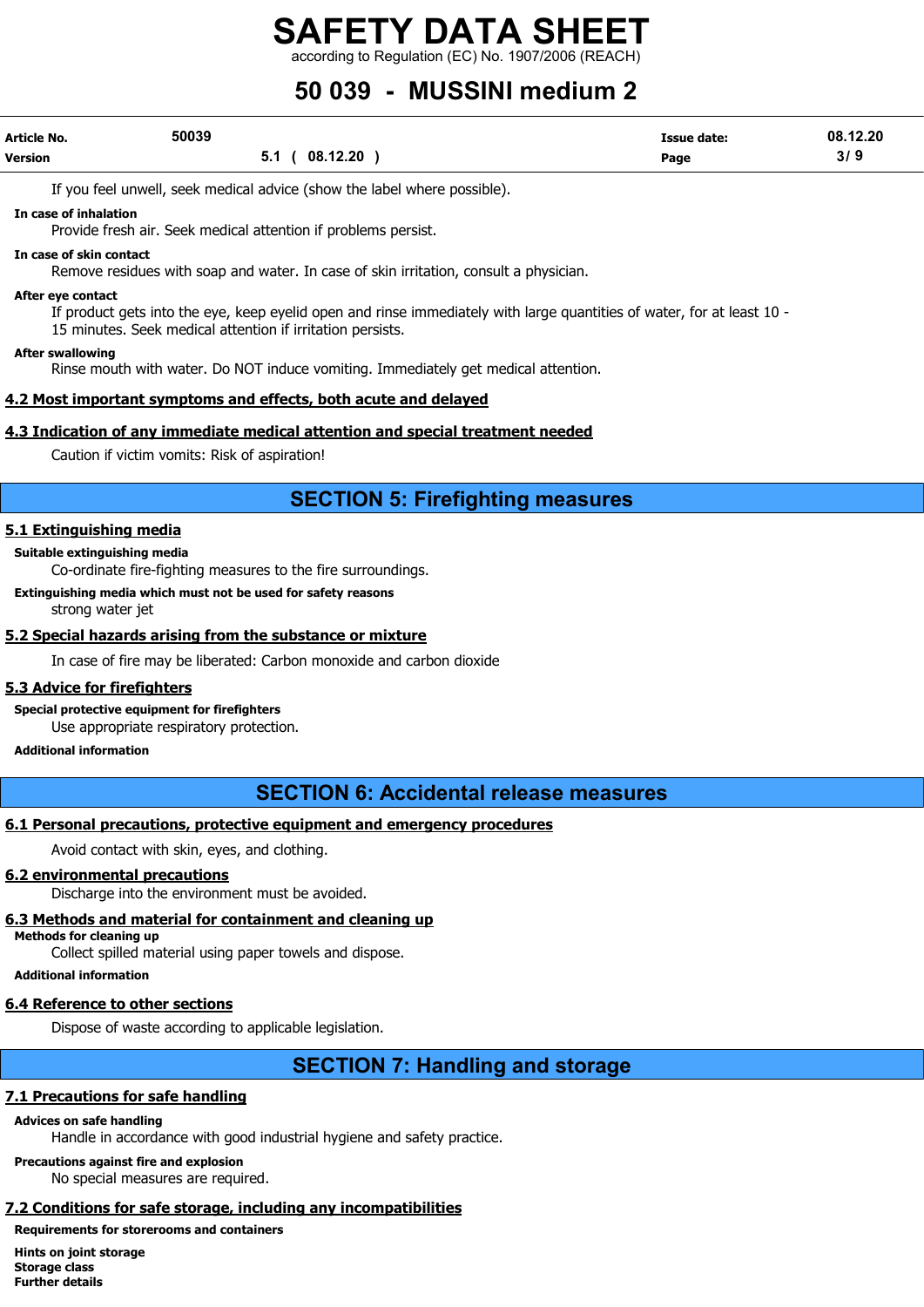If you feel unwell, seek medical advice (show the label where possible).

**In case of inhalation**

Provide fresh air. Seek medical attention if problems persist.

**In case of skin contact**

Remove residues with soap and water. In case of skin irritation, consult a physician.

**After eye contact**

If product gets into the eye, keep eyelid open and rinse immediately with large quantities of water, for at least 10 - 15 minutes. Seek medical attention if irritation persists.

**After swallowing**

Rinse mouth with water. Do NOT induce vomiting. Immediately get medical attention.

### 4.2 Most important symptoms and effects, both acute and delayed

### 4.3 Indication of any immediate medical attention and special treatment needed

Caution if victim vomits: Risk of aspiration!

## SECTION 5: Firefighting measures

### 5.1 Extinguishing media

**Suitable extinguishing media**

Co-ordinate fire-fighting measures to the fire surroundings.

**Extinguishing media which must not be used for safety reasons**

strong water jet

### 5.2 Special hazards arising from the substance or mixture

In case of fire may be liberated: Carbon monoxide and carbon dioxide

### 5.3 Advice for firefighters

**Special protective equipment for firefighters**

Use appropriate respiratory protection.

**Additional information**

## SECTION 6: Accidental release measures

### 6.1 Personal precautions, protective equipment and emergency procedures

Avoid contact with skin, eyes, and clothing.

### 6.2 environmental precautions

Discharge into the environment must be avoided.

### 6.3 Methods and material for containment and cleaning up

**Methods for cleaning up**

Collect spilled material using paper towels and dispose.

**Additional information**

### 6.4 Reference to other sections

Dispose of waste according to applicable legislation.

## SECTION 7: Handling and storage

### 7.1 Precautions for safe handling

**Advices on safe handling**

Handle in accordance with good industrial hygiene and safety practice.

**Precautions against fire and explosion**

No special measures are required.

### 7.2 Conditions for safe storage, including any incompatibilities

**Requirements for storerooms and containers**

**Hints on joint storage**

**Storage class**

**Further details**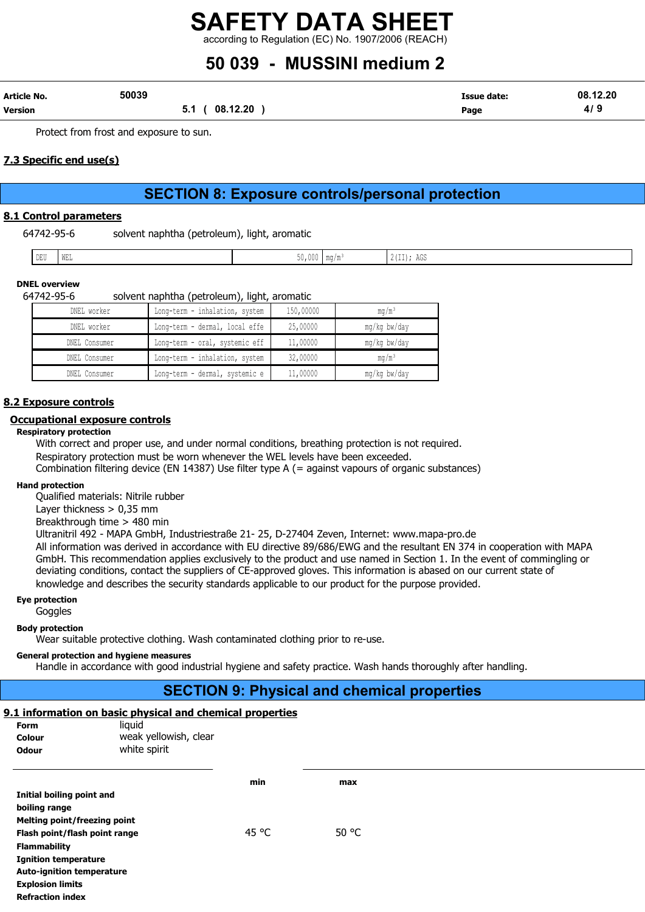Protect from frost and exposure to sun.

### 7.3 Specific end use(s)

## SECTION 8: Exposure controls/personal protection

### 8.1 Control parameters

64742-95-6 solvent naphtha (petroleum), light, aromatic

| DEU | WEL | 50,000 | mg/m³ | 2(II); AGS |
|---|---|---|---|---|

**DNEL overview**

64742-95-6 solvent naphtha (petroleum), light, aromatic

| DNEL worker | Long-term - inhalation, system | 150,00000 | mg/m³ |
|---|---|---|---|
| DNEL worker | Long-term - dermal, local effe | 25,00000 | mg/kg bw/day |
| DNEL Consumer | Long-term - oral, systemic eff | 11,00000 | mg/kg bw/day |
| DNEL Consumer | Long-term - inhalation, system | 32,00000 | mg/m³ |
| DNEL Consumer | Long-term - dermal, systemic e | 11,00000 | mg/kg bw/day |

### 8.2 Exposure controls

#### Occupational exposure controls

**Respiratory protection**

With correct and proper use, and under normal conditions, breathing protection is not required.
Respiratory protection must be worn whenever the WEL levels have been exceeded.
Combination filtering device (EN 14387) Use filter type A (= against vapours of organic substances)

**Hand protection**

Qualified materials: Nitrile rubber
Layer thickness > 0,35 mm
Breakthrough time > 480 min
Ultranitril 492 - MAPA GmbH, Industriestraße 21- 25, D-27404 Zeven, Internet: www.mapa-pro.de
All information was derived in accordance with EU directive 89/686/EWG and the resultant EN 374 in cooperation with MAPA GmbH. This recommendation applies exclusively to the product and use named in Section 1. In the event of commingling or deviating conditions, contact the suppliers of CE-approved gloves. This information is abased on our current state of knowledge and describes the security standards applicable to our product for the purpose provided.

**Eye protection**

Goggles

**Body protection**

Wear suitable protective clothing. Wash contaminated clothing prior to re-use.

**General protection and hygiene measures**

Handle in accordance with good industrial hygiene and safety practice. Wash hands thoroughly after handling.

## SECTION 9: Physical and chemical properties

### 9.1 information on basic physical and chemical properties

**Form** liquid
**Colour** weak yellowish, clear
**Odour** white spirit

| | min | max |
|---|---|---|
| **Initial boiling point and boiling range** | | |
| **Melting point/freezing point** | | |
| **Flash point/flash point range** | 45 °C | 50 °C |
| **Flammability** | | |
| **Ignition temperature** | | |
| **Auto-ignition temperature** | | |
| **Explosion limits** | | |
| **Refraction index** | | |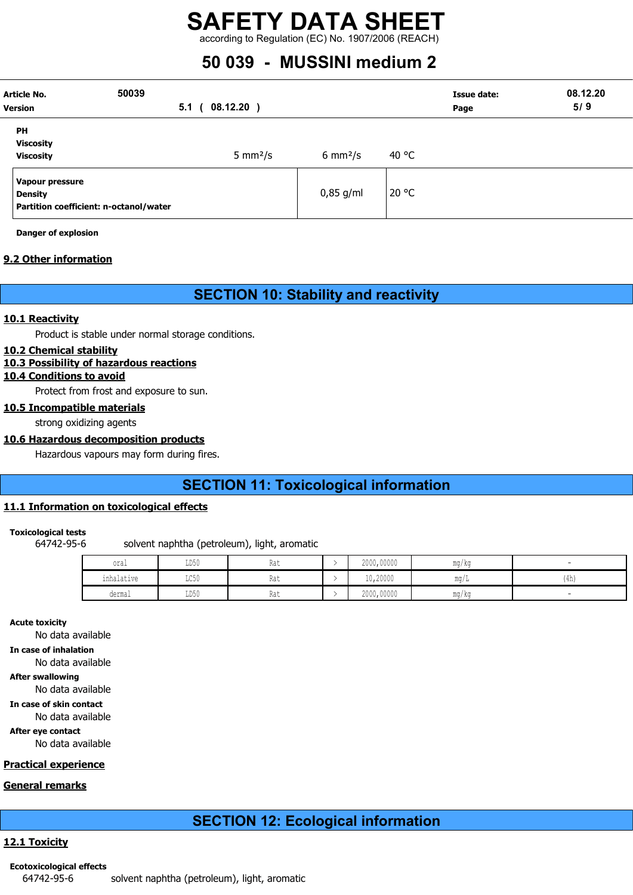| | | | |
|---|---|---|---|
| **PH** | | | |
| **Viscosity** | | | |
| **Viscosity** | 5 mm²/s | 6 mm²/s | 40 °C |

| | | |
|---|---|---|
| **Vapour pressure** | | |
| **Density** | 0,85 g/ml | 20 °C |
| **Partition coefficient: n-octanol/water** | | |

**Danger of explosion**

## 9.2 Other information

# SECTION 10: Stability and reactivity

## 10.1 Reactivity

Product is stable under normal storage conditions.

## 10.2 Chemical stability

## 10.3 Possibility of hazardous reactions

## 10.4 Conditions to avoid

Protect from frost and exposure to sun.

## 10.5 Incompatible materials

strong oxidizing agents

## 10.6 Hazardous decomposition products

Hazardous vapours may form during fires.

# SECTION 11: Toxicological information

## 11.1 Information on toxicological effects

**Toxicological tests**

64742-95-6 solvent naphtha (petroleum), light, aromatic

| | | | | | | |
|---|---|---|---|---|---|---|
| oral | LD50 | Rat | > | 2000,00000 | mg/kg | - |
| inhalative | LC50 | Rat | > | 10,20000 | mg/L | (4h) |
| dermal | LD50 | Rat | > | 2000,00000 | mg/kg | - |

**Acute toxicity**

No data available

**In case of inhalation**

No data available

**After swallowing**

No data available

**In case of skin contact**

No data available

**After eye contact**

No data available

## Practical experience

## General remarks

# SECTION 12: Ecological information

## 12.1 Toxicity

**Ecotoxicological effects**

64742-95-6 solvent naphtha (petroleum), light, aromatic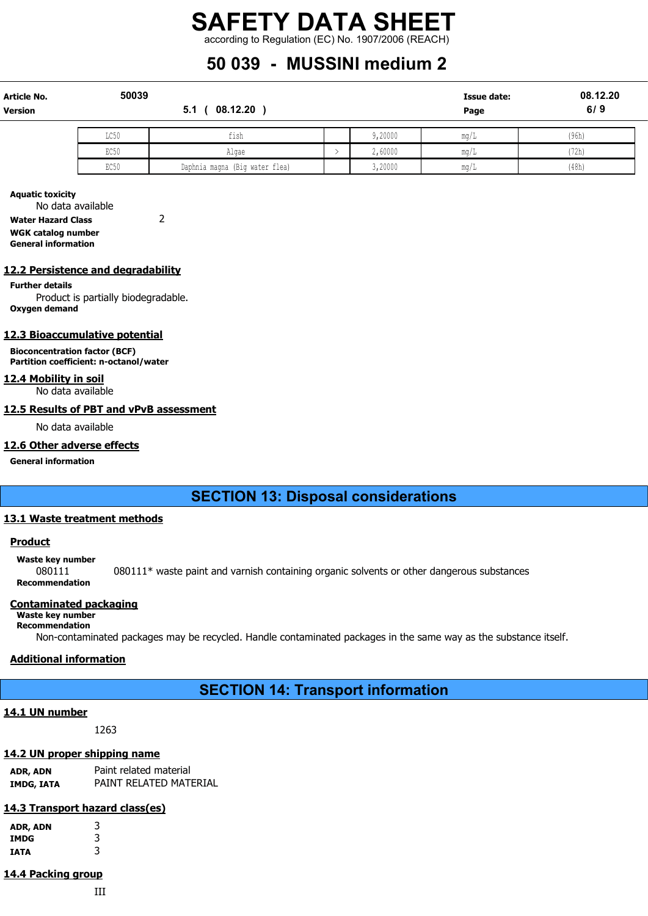| | | | | | |
|---|---|---|---|---|---|
| LC50 | fish | | 9,20000 | mg/L | (96h) |
| EC50 | Algae | > | 2,60000 | mg/L | (72h) |
| EC50 | Daphnia magna (Big water flea) | | 3,20000 | mg/L | (48h) |

**Aquatic toxicity**

No data available

**Water Hazard Class** 2

**WGK catalog number**

**General information**

## 12.2 Persistence and degradability

**Further details**

Product is partially biodegradable.

**Oxygen demand**

## 12.3 Bioaccumulative potential

**Bioconcentration factor (BCF)**

**Partition coefficient: n-octanol/water**

## 12.4 Mobility in soil

No data available

## 12.5 Results of PBT and vPvB assessment

No data available

## 12.6 Other adverse effects

**General information**

# SECTION 13: Disposal considerations

## 13.1 Waste treatment methods

### Product

**Waste key number**

080111 080111* waste paint and varnish containing organic solvents or other dangerous substances

**Recommendation**

### Contaminated packaging

**Waste key number**

**Recommendation**

Non-contaminated packages may be recycled. Handle contaminated packages in the same way as the substance itself.

### Additional information

# SECTION 14: Transport information

## 14.1 UN number

1263

## 14.2 UN proper shipping name

**ADR, ADN** Paint related material

**IMDG, IATA** PAINT RELATED MATERIAL

## 14.3 Transport hazard class(es)

**ADR, ADN** 3

**IMDG** 3

**IATA** 3

## 14.4 Packing group

III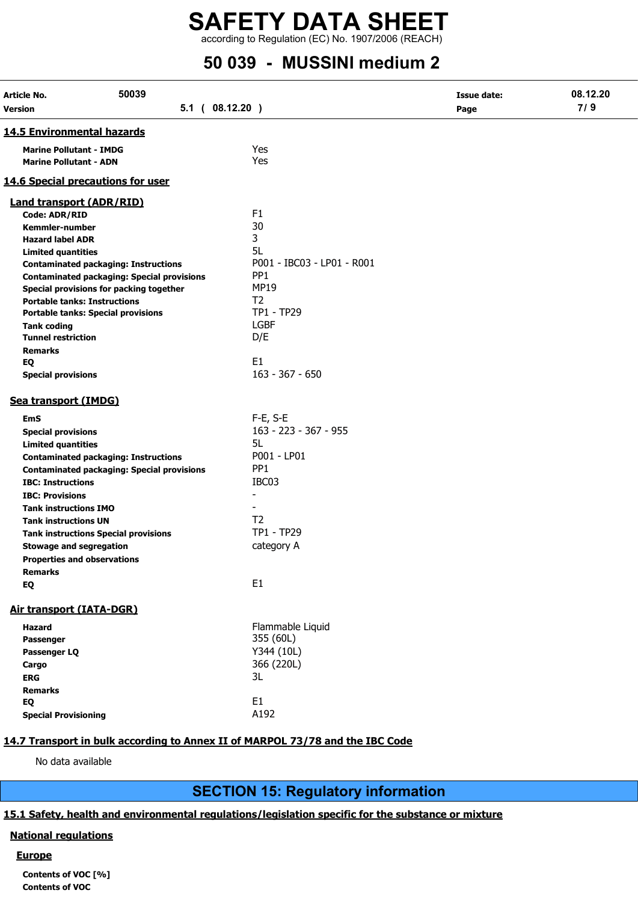### 14.5 Environmental hazards

| | |
|---|---|
| **Marine Pollutant - IMDG** | Yes |
| **Marine Pollutant - ADN** | Yes |

### 14.6 Special precautions for user

#### Land transport (ADR/RID)

| | |
|---|---|
| **Code: ADR/RID** | F1 |
| **Kemmler-number** | 30 |
| **Hazard label ADR** | 3 |
| **Limited quantities** | 5L |
| **Contaminated packaging: Instructions** | P001 - IBC03 - LP01 - R001 |
| **Contaminated packaging: Special provisions** | PP1 |
| **Special provisions for packing together** | MP19 |
| **Portable tanks: Instructions** | T2 |
| **Portable tanks: Special provisions** | TP1 - TP29 |
| **Tank coding** | LGBF |
| **Tunnel restriction** | D/E |
| **Remarks** | |
| **EQ** | E1 |
| **Special provisions** | 163 - 367 - 650 |

#### Sea transport (IMDG)

| | |
|---|---|
| **EmS** | F-E, S-E |
| **Special provisions** | 163 - 223 - 367 - 955 |
| **Limited quantities** | 5L |
| **Contaminated packaging: Instructions** | P001 - LP01 |
| **Contaminated packaging: Special provisions** | PP1 |
| **IBC: Instructions** | IBC03 |
| **IBC: Provisions** | - |
| **Tank instructions IMO** | - |
| **Tank instructions UN** | T2 |
| **Tank instructions Special provisions** | TP1 - TP29 |
| **Stowage and segregation** | category A |
| **Properties and observations** | |
| **Remarks** | |
| **EQ** | E1 |

#### Air transport (IATA-DGR)

| | |
|---|---|
| **Hazard** | Flammable Liquid |
| **Passenger** | 355 (60L) |
| **Passenger LQ** | Y344 (10L) |
| **Cargo** | 366 (220L) |
| **ERG** | 3L |
| **Remarks** | |
| **EQ** | E1 |
| **Special Provisioning** | A192 |

### 14.7 Transport in bulk according to Annex II of MARPOL 73/78 and the IBC Code

No data available

## SECTION 15: Regulatory information

### 15.1 Safety, health and environmental regulations/legislation specific for the substance or mixture

#### National regulations

##### Europe

**Contents of VOC [%]**

**Contents of VOC**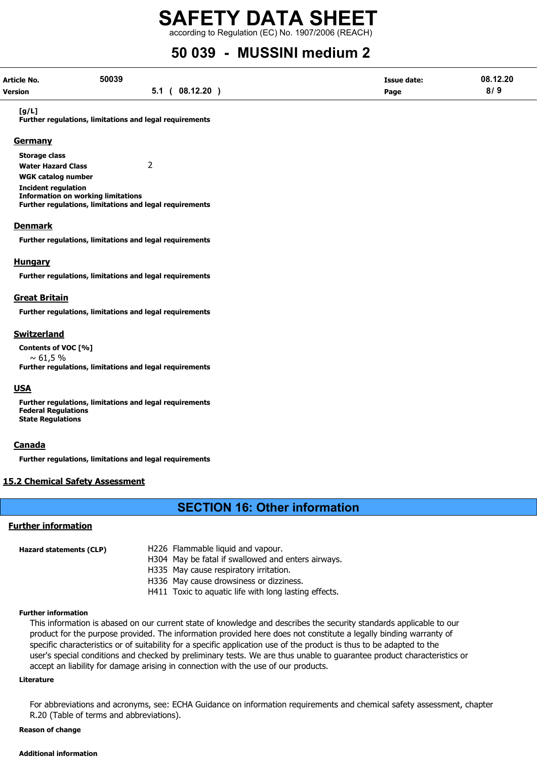**[g/L]**

**Further regulations, limitations and legal requirements**

## Germany

**Storage class**

**Water Hazard Class** 2

**WGK catalog number**

**Incident regulation**

**Information on working limitations**

**Further regulations, limitations and legal requirements**

## Denmark

**Further regulations, limitations and legal requirements**

## Hungary

**Further regulations, limitations and legal requirements**

## Great Britain

**Further regulations, limitations and legal requirements**

## Switzerland

**Contents of VOC [%]**

~ 61,5 %

**Further regulations, limitations and legal requirements**

## USA

**Further regulations, limitations and legal requirements**

**Federal Regulations**

**State Regulations**

## Canada

**Further regulations, limitations and legal requirements**

## 15.2 Chemical Safety Assessment

# SECTION 16: Other information

## Further information

**Hazard statements (CLP)**

H226 Flammable liquid and vapour.
H304 May be fatal if swallowed and enters airways.
H335 May cause respiratory irritation.
H336 May cause drowsiness or dizziness.
H411 Toxic to aquatic life with long lasting effects.

**Further information**

This information is abased on our current state of knowledge and describes the security standards applicable to our product for the purpose provided. The information provided here does not constitute a legally binding warranty of specific characteristics or of suitability for a specific application use of the product is thus to be adapted to the user's special conditions and checked by preliminary tests. We are thus unable to guarantee product characteristics or accept an liability for damage arising in connection with the use of our products.

**Literature**

For abbreviations and acronyms, see: ECHA Guidance on information requirements and chemical safety assessment, chapter R.20 (Table of terms and abbreviations).

**Reason of change**

**Additional information**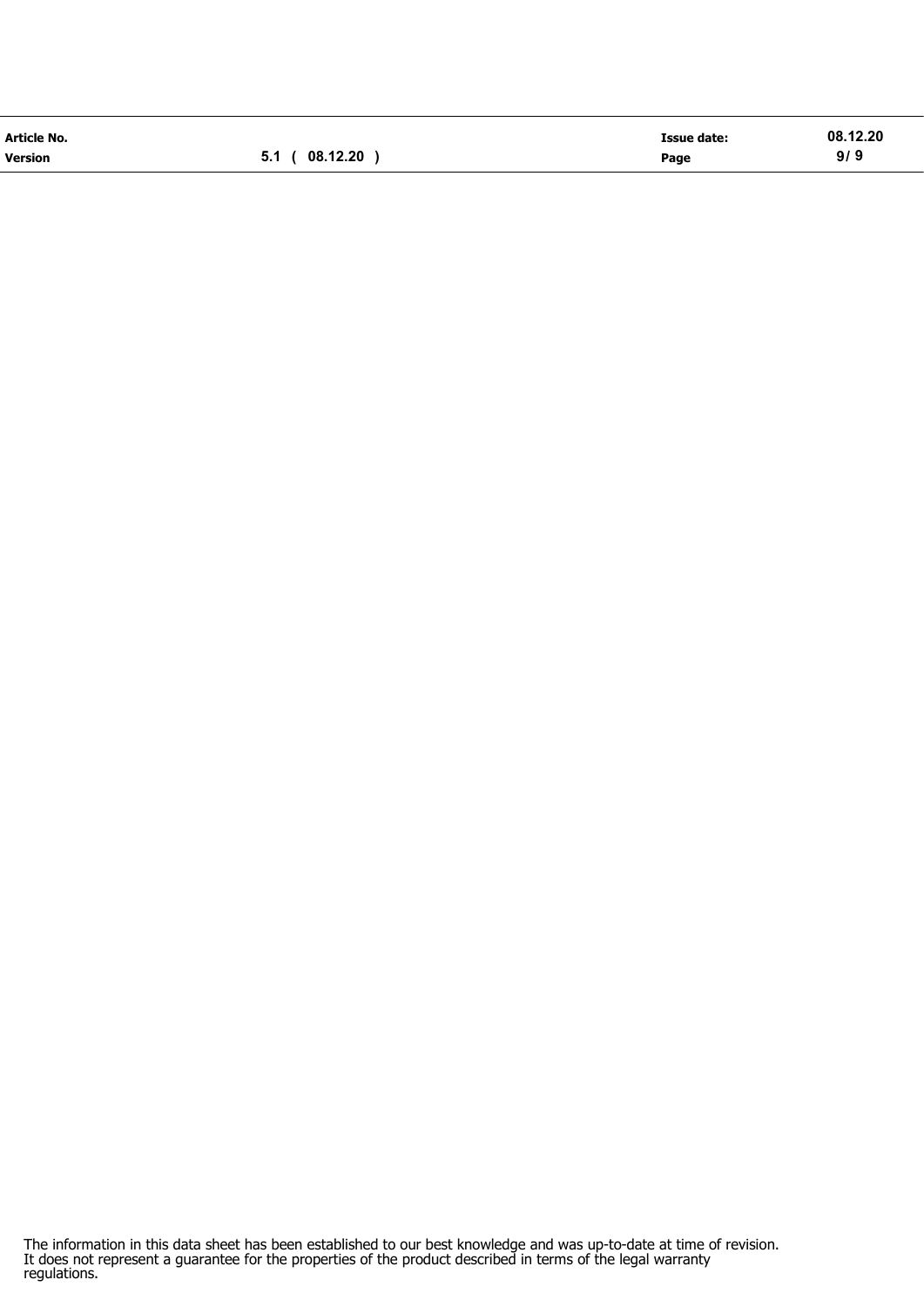The information in this data sheet has been established to our best knowledge and was up-to-date at time of revision. It does not represent a guarantee for the properties of the product described in terms of the legal warranty regulations.